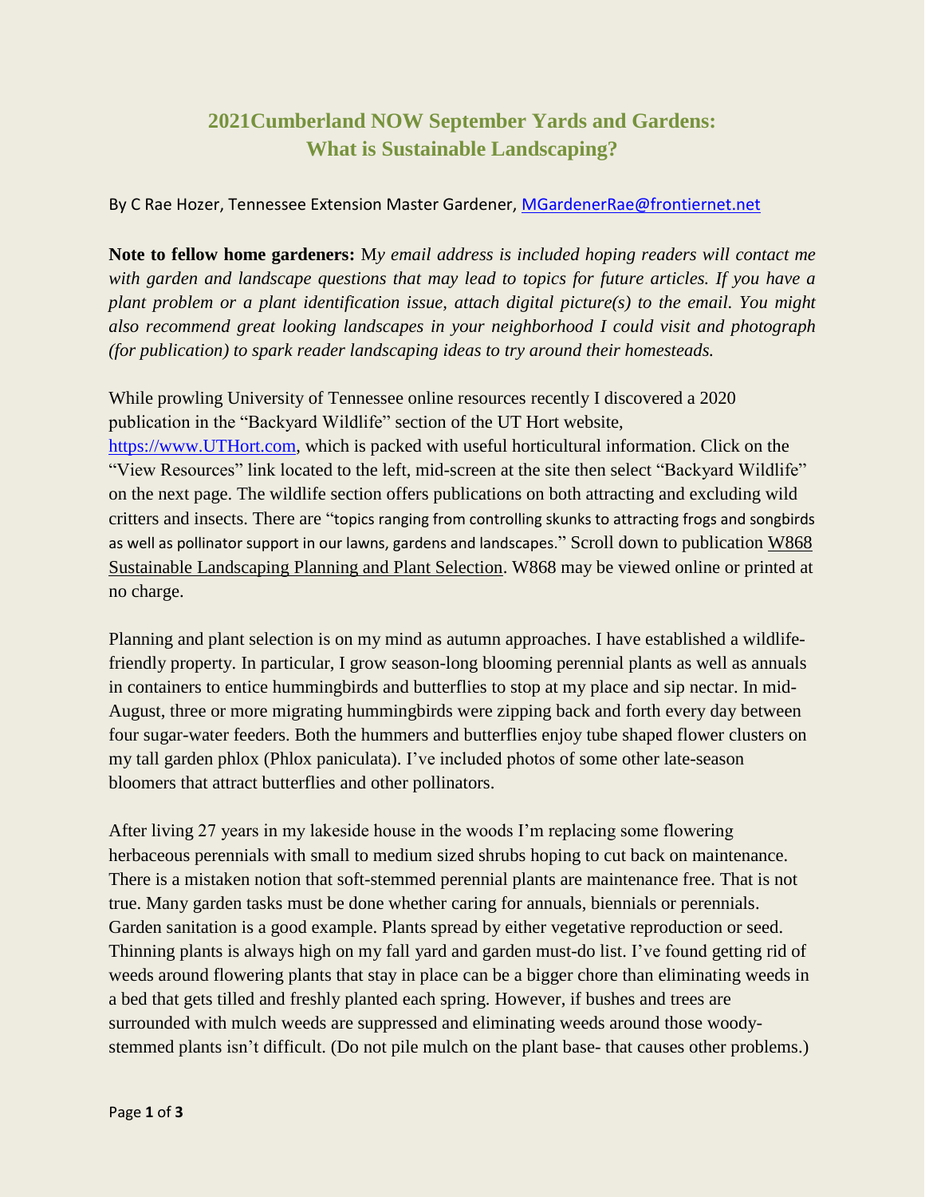# 2021Cumberland NOW September Yards and Gardens: What is Sustainable Landscaping?

By C Rae Hozer, Tennessee Extension Master Gardener, MGardenerRae@frontiernet.net

**Note to fellow home gardeners:** *My email address is included hoping readers will contact me with garden and landscape questions that may lead to topics for future articles. If you have a plant problem or a plant identification issue, attach digital picture(s) to the email. You might also recommend great looking landscapes in your neighborhood I could visit and photograph (for publication) to spark reader landscaping ideas to try around their homesteads.*

While prowling University of Tennessee online resources recently I discovered a 2020 publication in the "Backyard Wildlife" section of the UT Hort website, https://www.UTHort.com, which is packed with useful horticultural information. Click on the "View Resources" link located to the left, mid-screen at the site then select "Backyard Wildlife" on the next page. The wildlife section offers publications on both attracting and excluding wild critters and insects. There are "topics ranging from controlling skunks to attracting frogs and songbirds as well as pollinator support in our lawns, gardens and landscapes." Scroll down to publication W868 Sustainable Landscaping Planning and Plant Selection. W868 may be viewed online or printed at no charge.

Planning and plant selection is on my mind as autumn approaches. I have established a wildlife-friendly property. In particular, I grow season-long blooming perennial plants as well as annuals in containers to entice hummingbirds and butterflies to stop at my place and sip nectar. In mid-August, three or more migrating hummingbirds were zipping back and forth every day between four sugar-water feeders. Both the hummers and butterflies enjoy tube shaped flower clusters on my tall garden phlox (Phlox paniculata). I've included photos of some other late-season bloomers that attract butterflies and other pollinators.

After living 27 years in my lakeside house in the woods I'm replacing some flowering herbaceous perennials with small to medium sized shrubs hoping to cut back on maintenance. There is a mistaken notion that soft-stemmed perennial plants are maintenance free. That is not true. Many garden tasks must be done whether caring for annuals, biennials or perennials. Garden sanitation is a good example. Plants spread by either vegetative reproduction or seed. Thinning plants is always high on my fall yard and garden must-do list. I've found getting rid of weeds around flowering plants that stay in place can be a bigger chore than eliminating weeds in a bed that gets tilled and freshly planted each spring. However, if bushes and trees are surrounded with mulch weeds are suppressed and eliminating weeds around those woody-stemmed plants isn't difficult. (Do not pile mulch on the plant base- that causes other problems.)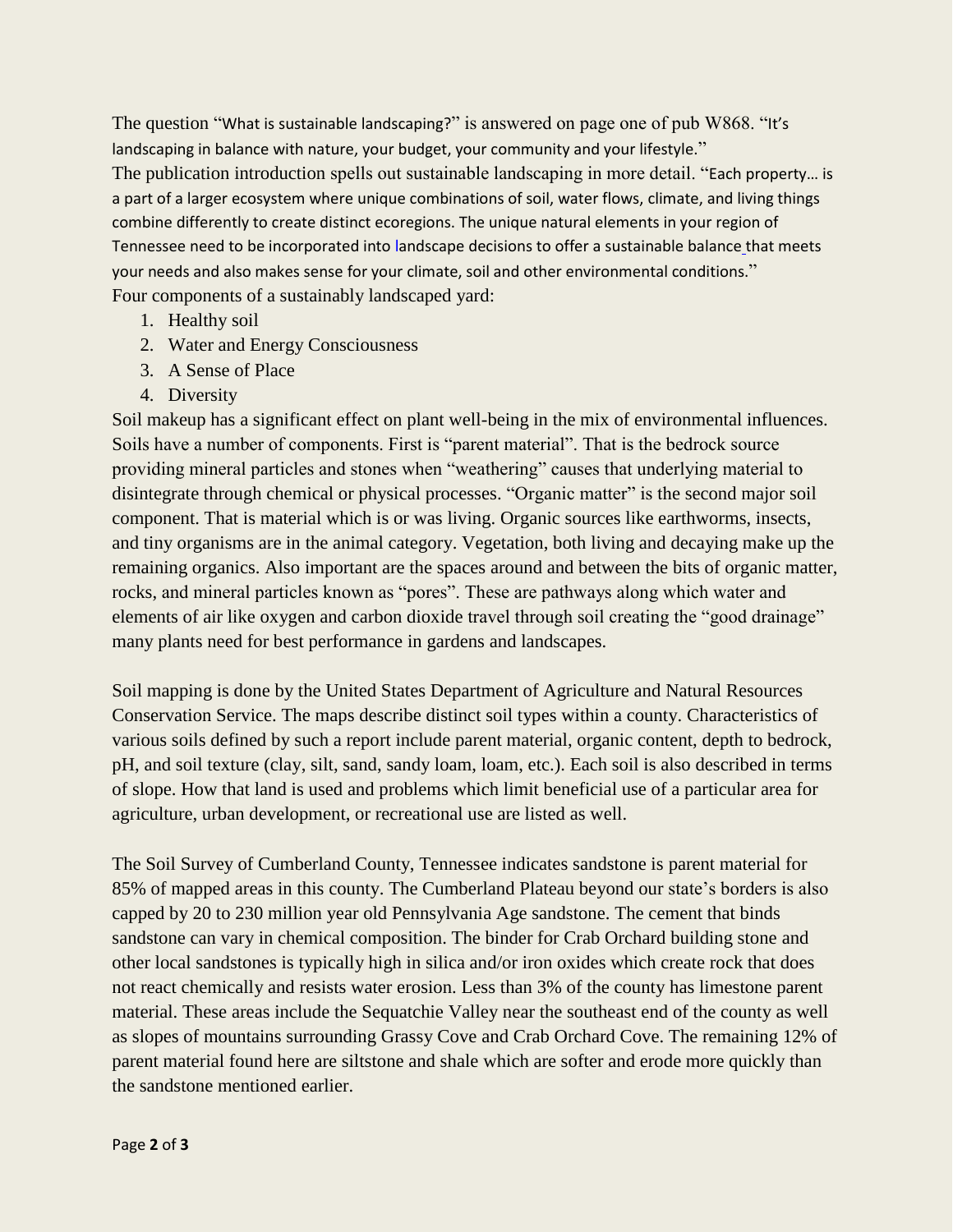The question "What is sustainable landscaping?" is answered on page one of pub W868. "It's landscaping in balance with nature, your budget, your community and your lifestyle."

The publication introduction spells out sustainable landscaping in more detail. "Each property… is a part of a larger ecosystem where unique combinations of soil, water flows, climate, and living things combine differently to create distinct ecoregions. The unique natural elements in your region of Tennessee need to be incorporated into landscape decisions to offer a sustainable balance that meets your needs and also makes sense for your climate, soil and other environmental conditions."

Four components of a sustainably landscaped yard:

1. Healthy soil
2. Water and Energy Consciousness
3. A Sense of Place
4. Diversity

Soil makeup has a significant effect on plant well-being in the mix of environmental influences. Soils have a number of components. First is "parent material". That is the bedrock source providing mineral particles and stones when "weathering" causes that underlying material to disintegrate through chemical or physical processes. "Organic matter" is the second major soil component. That is material which is or was living. Organic sources like earthworms, insects, and tiny organisms are in the animal category. Vegetation, both living and decaying make up the remaining organics. Also important are the spaces around and between the bits of organic matter, rocks, and mineral particles known as "pores". These are pathways along which water and elements of air like oxygen and carbon dioxide travel through soil creating the "good drainage" many plants need for best performance in gardens and landscapes.

Soil mapping is done by the United States Department of Agriculture and Natural Resources Conservation Service. The maps describe distinct soil types within a county. Characteristics of various soils defined by such a report include parent material, organic content, depth to bedrock, pH, and soil texture (clay, silt, sand, sandy loam, loam, etc.). Each soil is also described in terms of slope. How that land is used and problems which limit beneficial use of a particular area for agriculture, urban development, or recreational use are listed as well.

The Soil Survey of Cumberland County, Tennessee indicates sandstone is parent material for 85% of mapped areas in this county. The Cumberland Plateau beyond our state's borders is also capped by 20 to 230 million year old Pennsylvania Age sandstone. The cement that binds sandstone can vary in chemical composition. The binder for Crab Orchard building stone and other local sandstones is typically high in silica and/or iron oxides which create rock that does not react chemically and resists water erosion. Less than 3% of the county has limestone parent material. These areas include the Sequatchie Valley near the southeast end of the county as well as slopes of mountains surrounding Grassy Cove and Crab Orchard Cove. The remaining 12% of parent material found here are siltstone and shale which are softer and erode more quickly than the sandstone mentioned earlier.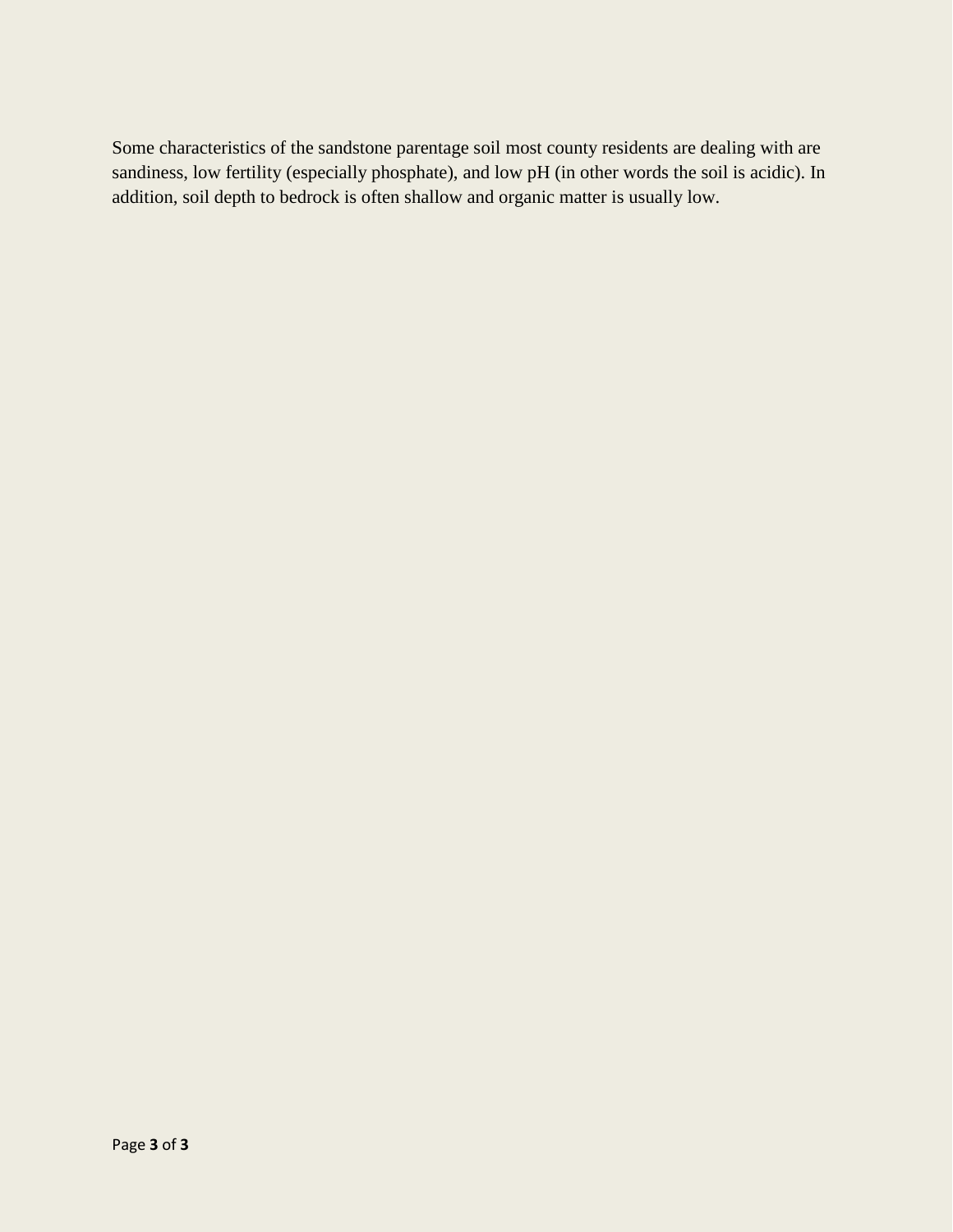Some characteristics of the sandstone parentage soil most county residents are dealing with are sandiness, low fertility (especially phosphate), and low pH (in other words the soil is acidic). In addition, soil depth to bedrock is often shallow and organic matter is usually low.